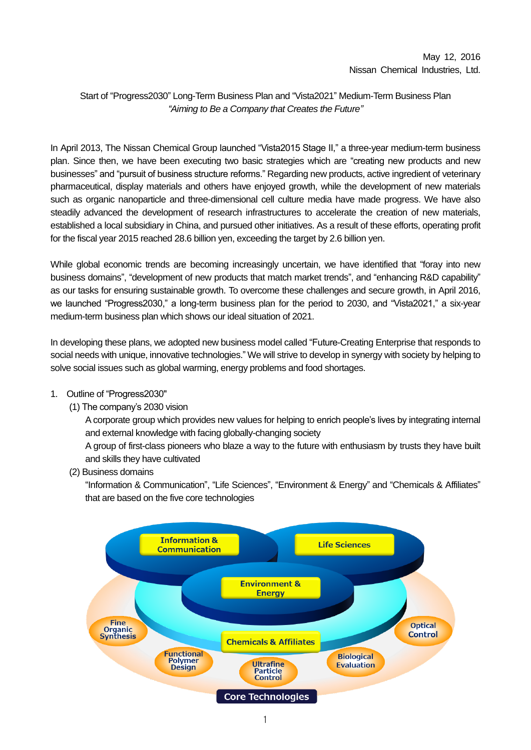May 12, 2016
Nissan Chemical Industries, Ltd.

Start of “Progress2030” Long-Term Business Plan and “Vista2021” Medium-Term Business Plan
*“Aiming to Be a Company that Creates the Future”*

In April 2013, The Nissan Chemical Group launched “Vista2015 Stage II,” a three-year medium-term business plan. Since then, we have been executing two basic strategies which are “creating new products and new businesses” and “pursuit of business structure reforms.” Regarding new products, active ingredient of veterinary pharmaceutical, display materials and others have enjoyed growth, while the development of new materials such as organic nanoparticle and three-dimensional cell culture media have made progress. We have also steadily advanced the development of research infrastructures to accelerate the creation of new materials, established a local subsidiary in China, and pursued other initiatives. As a result of these efforts, operating profit for the fiscal year 2015 reached 28.6 billion yen, exceeding the target by 2.6 billion yen.

While global economic trends are becoming increasingly uncertain, we have identified that “foray into new business domains”, “development of new products that match market trends”, and “enhancing R&D capability” as our tasks for ensuring sustainable growth. To overcome these challenges and secure growth, in April 2016, we launched “Progress2030,” a long-term business plan for the period to 2030, and “Vista2021,” a six-year medium-term business plan which shows our ideal situation of 2021.

In developing these plans, we adopted new business model called “Future-Creating Enterprise that responds to social needs with unique, innovative technologies.” We will strive to develop in synergy with society by helping to solve social issues such as global warming, energy problems and food shortages.

1. Outline of “Progress2030”
   (1) The company’s 2030 vision
   A corporate group which provides new values for helping to enrich people’s lives by integrating internal and external knowledge with facing globally-changing society
   A group of first-class pioneers who blaze a way to the future with enthusiasm by trusts they have built and skills they have cultivated
   (2) Business domains
   “Information & Communication”, “Life Sciences”, “Environment & Energy” and “Chemicals & Affiliates” that are based on the five core technologies

Information & Communication | Life Sciences | Environment & Energy | Chemicals & Affiliates

Fine Organic Synthesis | Functional Polymer Design | Ultrafine Particle Control | Biological Evaluation | Optical Control

Core Technologies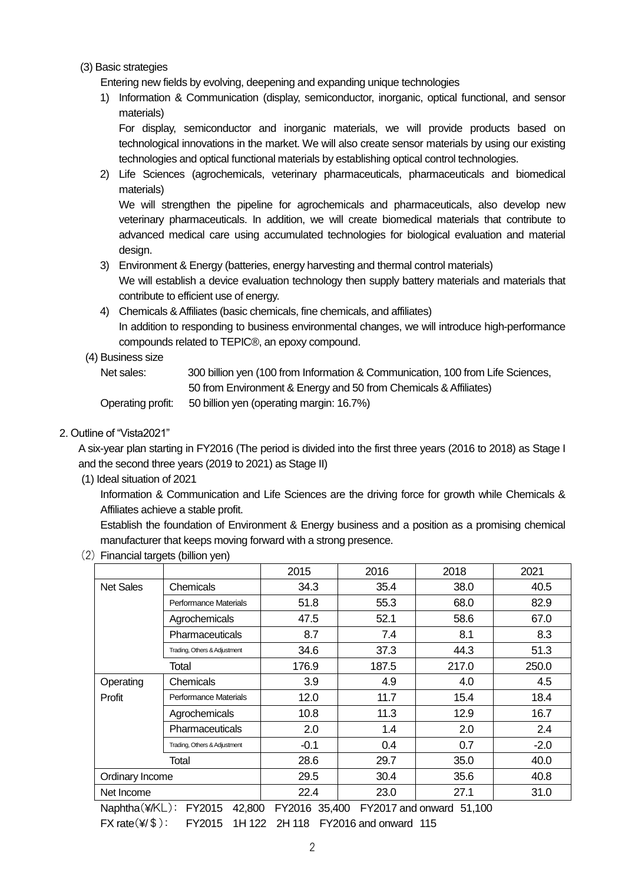(3) Basic strategies

Entering new fields by evolving, deepening and expanding unique technologies

1) Information & Communication (display, semiconductor, inorganic, optical functional, and sensor materials)
   For display, semiconductor and inorganic materials, we will provide products based on technological innovations in the market. We will also create sensor materials by using our existing technologies and optical functional materials by establishing optical control technologies.
2) Life Sciences (agrochemicals, veterinary pharmaceuticals, pharmaceuticals and biomedical materials)
   We will strengthen the pipeline for agrochemicals and pharmaceuticals, also develop new veterinary pharmaceuticals. In addition, we will create biomedical materials that contribute to advanced medical care using accumulated technologies for biological evaluation and material design.
3) Environment & Energy (batteries, energy harvesting and thermal control materials)
   We will establish a device evaluation technology then supply battery materials and materials that contribute to efficient use of energy.
4) Chemicals & Affiliates (basic chemicals, fine chemicals, and affiliates)
   In addition to responding to business environmental changes, we will introduce high-performance compounds related to TEPIC®, an epoxy compound.

(4) Business size

Net sales: 300 billion yen (100 from Information & Communication, 100 from Life Sciences, 50 from Environment & Energy and 50 from Chemicals & Affiliates)

Operating profit: 50 billion yen (operating margin: 16.7%)

2. Outline of "Vista2021"

A six-year plan starting in FY2016 (The period is divided into the first three years (2016 to 2018) as Stage I and the second three years (2019 to 2021) as Stage II)

(1) Ideal situation of 2021

Information & Communication and Life Sciences are the driving force for growth while Chemicals & Affiliates achieve a stable profit.

Establish the foundation of Environment & Energy business and a position as a promising chemical manufacturer that keeps moving forward with a strong presence.

(2) Financial targets (billion yen)

| | | 2015 | 2016 | 2018 | 2021 |
|---|---|---|---|---|---|
| Net Sales | Chemicals | 34.3 | 35.4 | 38.0 | 40.5 |
| | Performance Materials | 51.8 | 55.3 | 68.0 | 82.9 |
| | Agrochemicals | 47.5 | 52.1 | 58.6 | 67.0 |
| | Pharmaceuticals | 8.7 | 7.4 | 8.1 | 8.3 |
| | Trading, Others & Adjustment | 34.6 | 37.3 | 44.3 | 51.3 |
| | Total | 176.9 | 187.5 | 217.0 | 250.0 |
| Operating Profit | Chemicals | 3.9 | 4.9 | 4.0 | 4.5 |
| | Performance Materials | 12.0 | 11.7 | 15.4 | 18.4 |
| | Agrochemicals | 10.8 | 11.3 | 12.9 | 16.7 |
| | Pharmaceuticals | 2.0 | 1.4 | 2.0 | 2.4 |
| | Trading, Others & Adjustment | -0.1 | 0.4 | 0.7 | -2.0 |
| | Total | 28.6 | 29.7 | 35.0 | 40.0 |
| Ordinary Income | | 29.5 | 30.4 | 35.6 | 40.8 |
| Net Income | | 22.4 | 23.0 | 27.1 | 31.0 |

Naphtha(¥/KL): FY2015 42,800 FY2016 35,400 FY2017 and onward 51,100

FX rate(¥/＄): FY2015 1H 122 2H 118 FY2016 and onward 115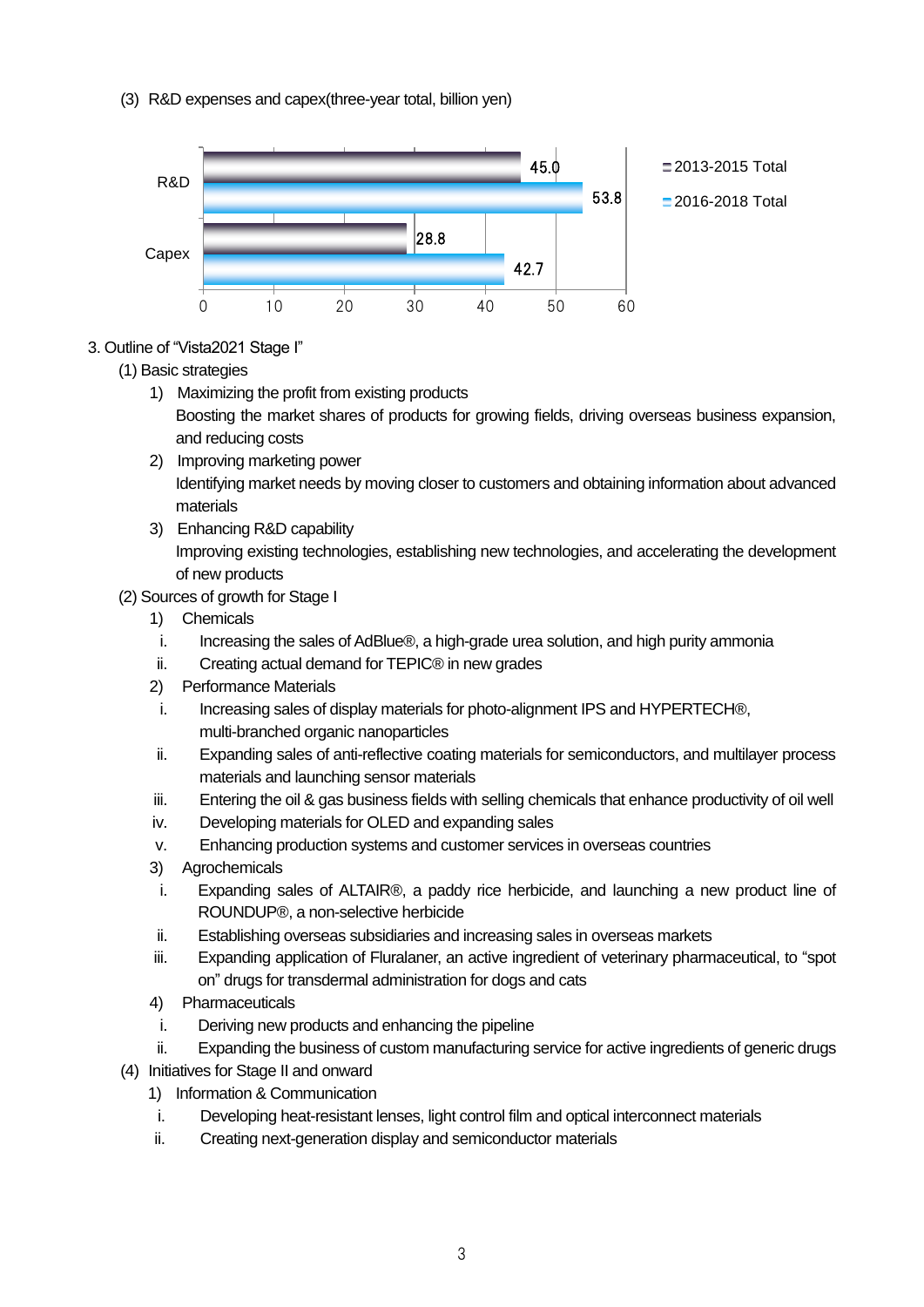(3) R&D expenses and capex(three-year total, billion yen)

| | 2013-2015 Total | 2016-2018 Total |
|---|---|---|
| R&D | 45.0 | 53.8 |
| Capex | 28.8 | 42.7 |

3. Outline of "Vista2021 Stage I"

(1) Basic strategies

1) Maximizing the profit from existing products
Boosting the market shares of products for growing fields, driving overseas business expansion, and reducing costs

2) Improving marketing power
Identifying market needs by moving closer to customers and obtaining information about advanced materials

3) Enhancing R&D capability
Improving existing technologies, establishing new technologies, and accelerating the development of new products

(2) Sources of growth for Stage I

1) Chemicals
   i. Increasing the sales of AdBlue®, a high-grade urea solution, and high purity ammonia
   ii. Creating actual demand for TEPIC® in new grades

2) Performance Materials
   i. Increasing sales of display materials for photo-alignment IPS and HYPERTECH®, multi-branched organic nanoparticles
   ii. Expanding sales of anti-reflective coating materials for semiconductors, and multilayer process materials and launching sensor materials
   iii. Entering the oil & gas business fields with selling chemicals that enhance productivity of oil well
   iv. Developing materials for OLED and expanding sales
   v. Enhancing production systems and customer services in overseas countries

3) Agrochemicals
   i. Expanding sales of ALTAIR®, a paddy rice herbicide, and launching a new product line of ROUNDUP®, a non-selective herbicide
   ii. Establishing overseas subsidiaries and increasing sales in overseas markets
   iii. Expanding application of Fluralaner, an active ingredient of veterinary pharmaceutical, to "spot on" drugs for transdermal administration for dogs and cats

4) Pharmaceuticals
   i. Deriving new products and enhancing the pipeline
   ii. Expanding the business of custom manufacturing service for active ingredients of generic drugs

(4) Initiatives for Stage II and onward

1) Information & Communication
   i. Developing heat-resistant lenses, light control film and optical interconnect materials
   ii. Creating next-generation display and semiconductor materials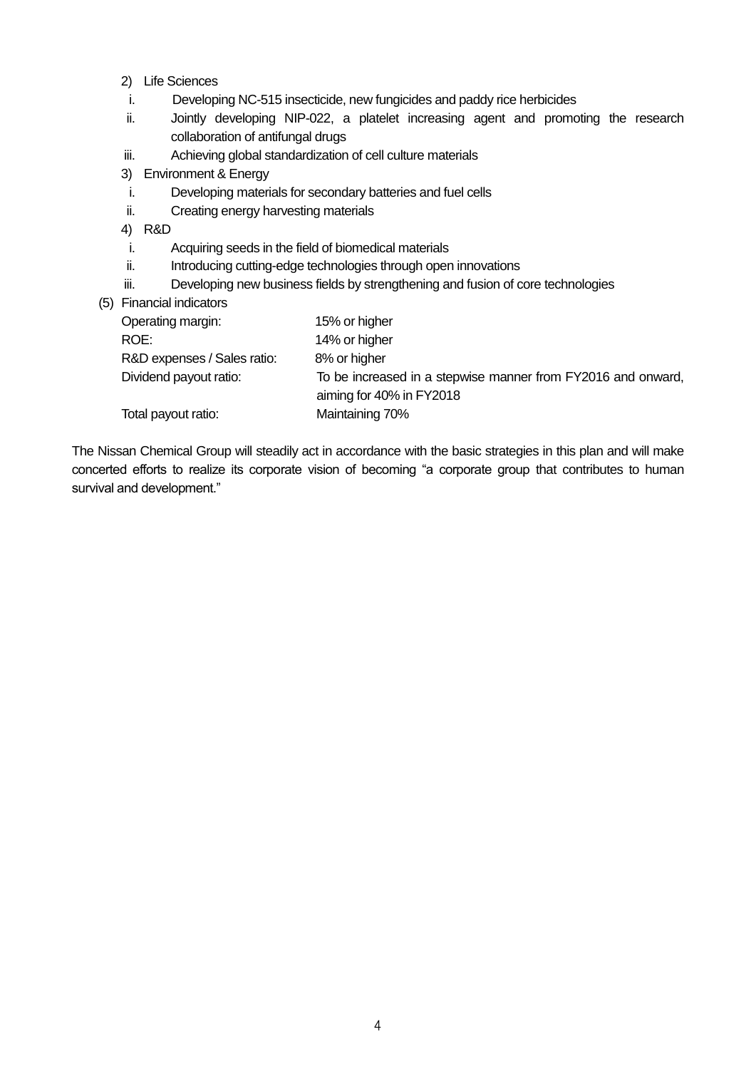2) Life Sciences

i. Developing NC-515 insecticide, new fungicides and paddy rice herbicides

ii. Jointly developing NIP-022, a platelet increasing agent and promoting the research collaboration of antifungal drugs

iii. Achieving global standardization of cell culture materials

3) Environment & Energy

i. Developing materials for secondary batteries and fuel cells

ii. Creating energy harvesting materials

4) R&D

i. Acquiring seeds in the field of biomedical materials

ii. Introducing cutting-edge technologies through open innovations

iii. Developing new business fields by strengthening and fusion of core technologies

(5) Financial indicators

| | |
|---|---|
| Operating margin: | 15% or higher |
| ROE: | 14% or higher |
| R&D expenses / Sales ratio: | 8% or higher |
| Dividend payout ratio: | To be increased in a stepwise manner from FY2016 and onward, aiming for 40% in FY2018 |
| Total payout ratio: | Maintaining 70% |

The Nissan Chemical Group will steadily act in accordance with the basic strategies in this plan and will make concerted efforts to realize its corporate vision of becoming "a corporate group that contributes to human survival and development."